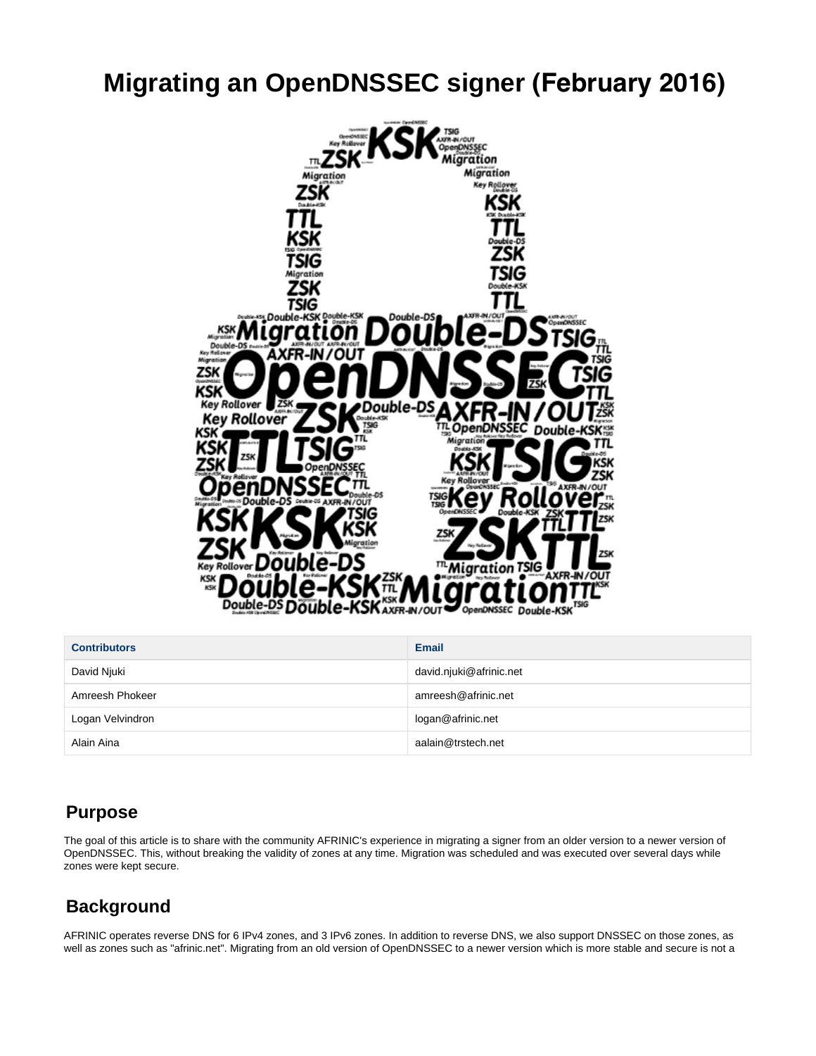# Migrating an OpenDNSSEC signer (February 2016)

| Contributors | Email |
| --- | --- |
| David Njuki | david.njuki@afrinic.net |
| Amreesh Phokeer | amreesh@afrinic.net |
| Logan Velvindron | logan@afrinic.net |
| Alain Aina | aalain@trstech.net |

## Purpose

The goal of this article is to share with the community AFRINIC's experience in migrating a signer from an older version to a newer version of OpenDNSSEC. This, without breaking the validity of zones at any time. Migration was scheduled and was executed over several days while zones were kept secure.

## Background

AFRINIC operates reverse DNS for 6 IPv4 zones, and 3 IPv6 zones. In addition to reverse DNS, we also support DNSSEC on those zones, as well as zones such as "afrinic.net". Migrating from an old version of OpenDNSSEC to a newer version which is more stable and secure is not a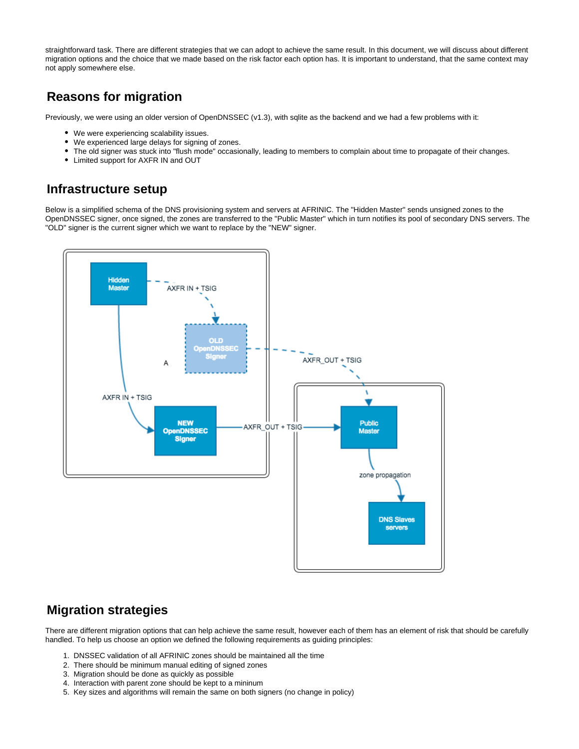straightforward task. There are different strategies that we can adopt to achieve the same result. In this document, we will discuss about different migration options and the choice that we made based on the risk factor each option has. It is important to understand, that the same context may not apply somewhere else.

## Reasons for migration

Previously, we were using an older version of OpenDNSSEC (v1.3), with sqlite as the backend and we had a few problems with it:

- We were experiencing scalability issues.
- We experienced large delays for signing of zones.
- The old signer was stuck into "flush mode" occasionally, leading to members to complain about time to propagate of their changes.
- Limited support for AXFR IN and OUT

## Infrastructure setup

Below is a simplified schema of the DNS provisioning system and servers at AFRINIC. The "Hidden Master" sends unsigned zones to the OpenDNSSEC signer, once signed, the zones are transferred to the "Public Master" which in turn notifies its pool of secondary DNS servers. The "OLD" signer is the current signer which we want to replace by the "NEW" signer.

## Migration strategies

There are different migration options that can help achieve the same result, however each of them has an element of risk that should be carefully handled. To help us choose an option we defined the following requirements as guiding principles:

1. DNSSEC validation of all AFRINIC zones should be maintained all the time
2. There should be minimum manual editing of signed zones
3. Migration should be done as quickly as possible
4. Interaction with parent zone should be kept to a mininum
5. Key sizes and algorithms will remain the same on both signers (no change in policy)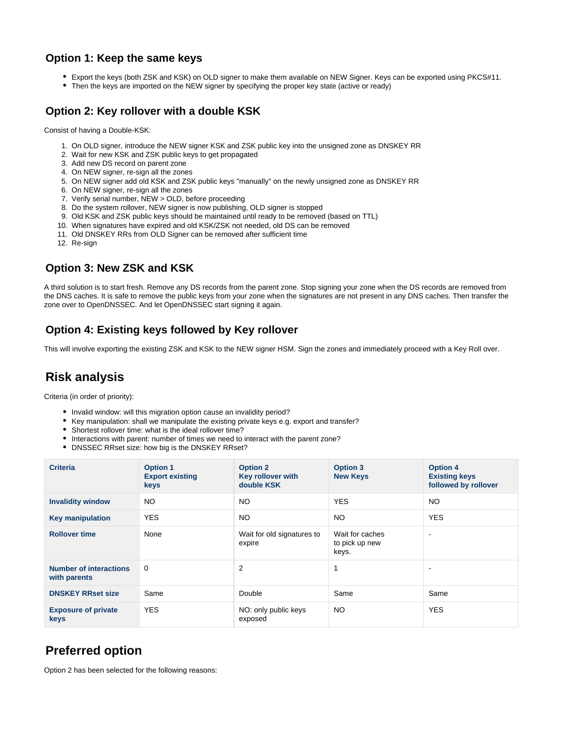## Option 1: Keep the same keys

- Export the keys (both ZSK and KSK) on OLD signer to make them available on NEW Signer. Keys can be exported using PKCS#11.
- Then the keys are imported on the NEW signer by specifying the proper key state (active or ready)

## Option 2: Key rollover with a double KSK

Consist of having a Double-KSK:

1. On OLD signer, introduce the NEW signer KSK and ZSK public key into the unsigned zone as DNSKEY RR
2. Wait for new KSK and ZSK public keys to get propagated
3. Add new DS record on parent zone
4. On NEW signer, re-sign all the zones
5. On NEW signer add old KSK and ZSK public keys "manually" on the newly unsigned zone as DNSKEY RR
6. On NEW signer, re-sign all the zones
7. Verify serial number, NEW > OLD, before proceeding
8. Do the system rollover, NEW signer is now publishing, OLD signer is stopped
9. Old KSK and ZSK public keys should be maintained until ready to be removed (based on TTL)
10. When signatures have expired and old KSK/ZSK not needed, old DS can be removed
11. Old DNSKEY RRs from OLD Signer can be removed after sufficient time
12. Re-sign

## Option 3: New ZSK and KSK

A third solution is to start fresh. Remove any DS records from the parent zone. Stop signing your zone when the DS records are removed from the DNS caches. It is safe to remove the public keys from your zone when the signatures are not present in any DNS caches. Then transfer the zone over to OpenDNSSEC. And let OpenDNSSEC start signing it again.

## Option 4: Existing keys followed by Key rollover

This will involve exporting the existing ZSK and KSK to the NEW signer HSM. Sign the zones and immediately proceed with a Key Roll over.

# Risk analysis

Criteria (in order of priority):

- Invalid window: will this migration option cause an invalidity period?
- Key manipulation: shall we manipulate the existing private keys e.g. export and transfer?
- Shortest rollover time: what is the ideal rollover time?
- Interactions with parent: number of times we need to interact with the parent zone?
- DNSSEC RRset size: how big is the DNSKEY RRset?

| Criteria | Option 1 Export existing keys | Option 2 Key rollover with double KSK | Option 3 New Keys | Option 4 Existing keys followed by rollover |
|---|---|---|---|---|
| Invalidity window | NO | NO | YES | NO |
| Key manipulation | YES | NO | NO | YES |
| Rollover time | None | Wait for old signatures to expire | Wait for caches to pick up new keys. | - |
| Number of interactions with parents | 0 | 2 | 1 | - |
| DNSKEY RRset size | Same | Double | Same | Same |
| Exposure of private keys | YES | NO: only public keys exposed | NO | YES |

# Preferred option

Option 2 has been selected for the following reasons: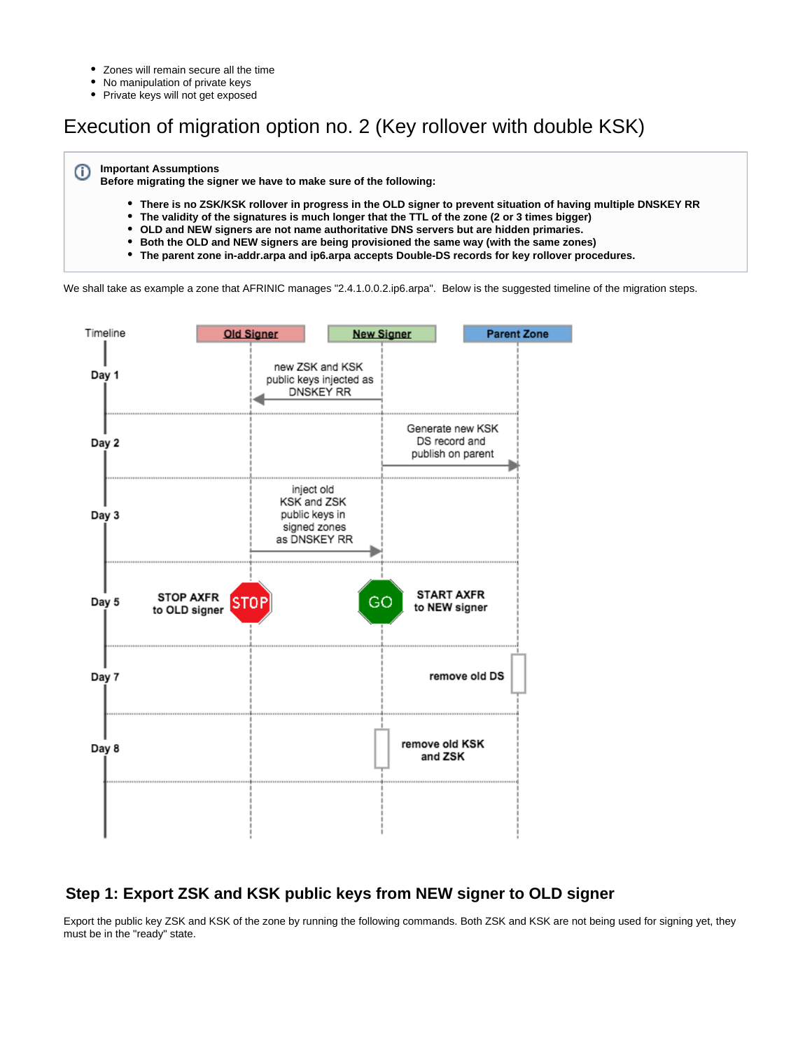- Zones will remain secure all the time
- No manipulation of private keys
- Private keys will not get exposed

# Execution of migration option no. 2 (Key rollover with double KSK)

> **Important Assumptions**
> **Before migrating the signer we have to make sure of the following:**
>
> - **There is no ZSK/KSK rollover in progress in the OLD signer to prevent situation of having multiple DNSKEY RR**
> - **The validity of the signatures is much longer that the TTL of the zone (2 or 3 times bigger)**
> - **OLD and NEW signers are not name authoritative DNS servers but are hidden primaries.**
> - **Both the OLD and NEW signers are being provisioned the same way (with the same zones)**
> - **The parent zone in-addr.arpa and ip6.arpa accepts Double-DS records for key rollover procedures.**

We shall take as example a zone that AFRINIC manages "2.4.1.0.0.2.ip6.arpa". Below is the suggested timeline of the migration steps.

| Timeline | Old Signer | New Signer | Parent Zone |
|---|---|---|---|
| Day 1 | new ZSK and KSK public keys injected as DNSKEY RR (New Signer → Old Signer) | | |
| Day 2 | | Generate new KSK DS record and publish on parent (New Signer → Parent Zone) | |
| Day 3 | inject old KSK and ZSK public keys in signed zones as DNSKEY RR (Old Signer → New Signer) | | |
| Day 5 | STOP AXFR to OLD signer | GO — START AXFR to NEW signer | |
| Day 7 | | | remove old DS |
| Day 8 | | remove old KSK and ZSK | |

### Step 1: Export ZSK and KSK public keys from NEW signer to OLD signer

Export the public key ZSK and KSK of the zone by running the following commands. Both ZSK and KSK are not being used for signing yet, they must be in the "ready" state.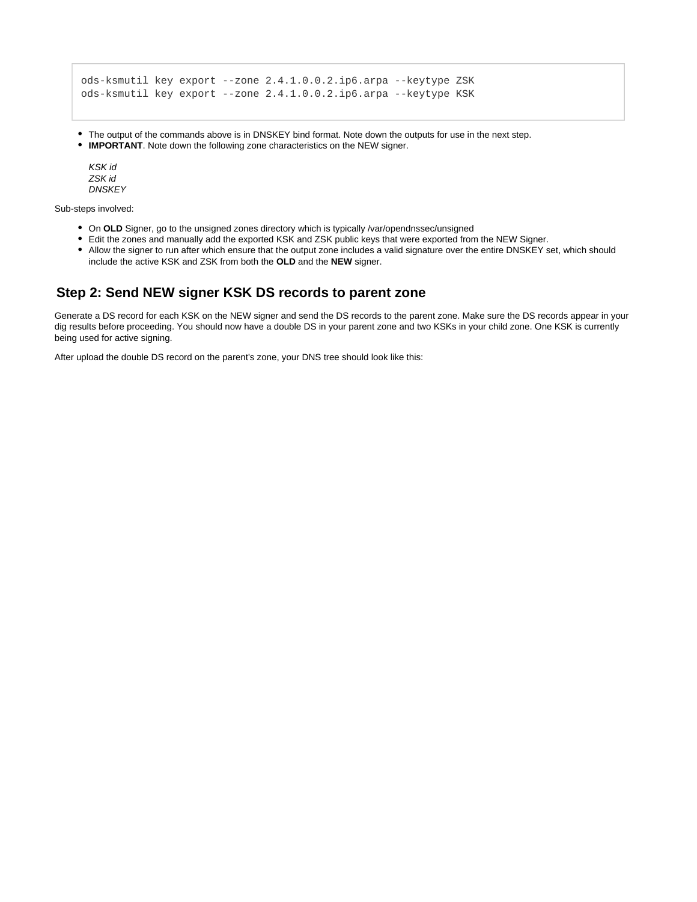```
ods-ksmutil key export --zone 2.4.1.0.0.2.ip6.arpa --keytype ZSK
ods-ksmutil key export --zone 2.4.1.0.0.2.ip6.arpa --keytype KSK
```

- The output of the commands above is in DNSKEY bind format. Note down the outputs for use in the next step.
- **IMPORTANT**. Note down the following zone characteristics on the NEW signer.

  *KSK id*
  *ZSK id*
  *DNSKEY*

Sub-steps involved:

- On **OLD** Signer, go to the unsigned zones directory which is typically /var/opendnssec/unsigned
- Edit the zones and manually add the exported KSK and ZSK public keys that were exported from the NEW Signer.
- Allow the signer to run after which ensure that the output zone includes a valid signature over the entire DNSKEY set, which should include the active KSK and ZSK from both the **OLD** and the **NEW** signer.

## Step 2: Send NEW signer KSK DS records to parent zone

Generate a DS record for each KSK on the NEW signer and send the DS records to the parent zone. Make sure the DS records appear in your dig results before proceeding. You should now have a double DS in your parent zone and two KSKs in your child zone. One KSK is currently being used for active signing.

After upload the double DS record on the parent's zone, your DNS tree should look like this: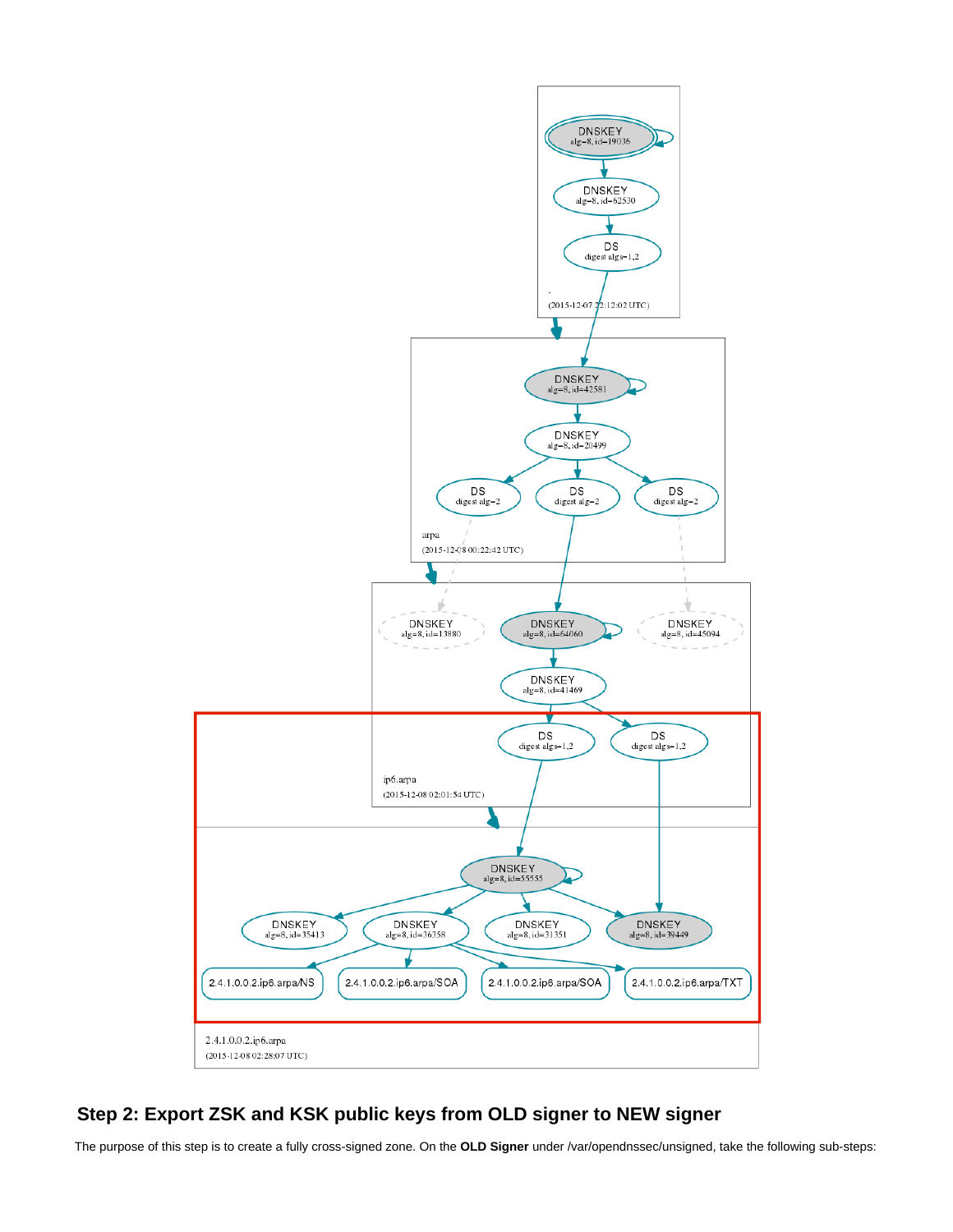## Step 2: Export ZSK and KSK public keys from OLD signer to NEW signer

The purpose of this step is to create a fully cross-signed zone. On the **OLD Signer** under /var/opendnssec/unsigned, take the following sub-steps: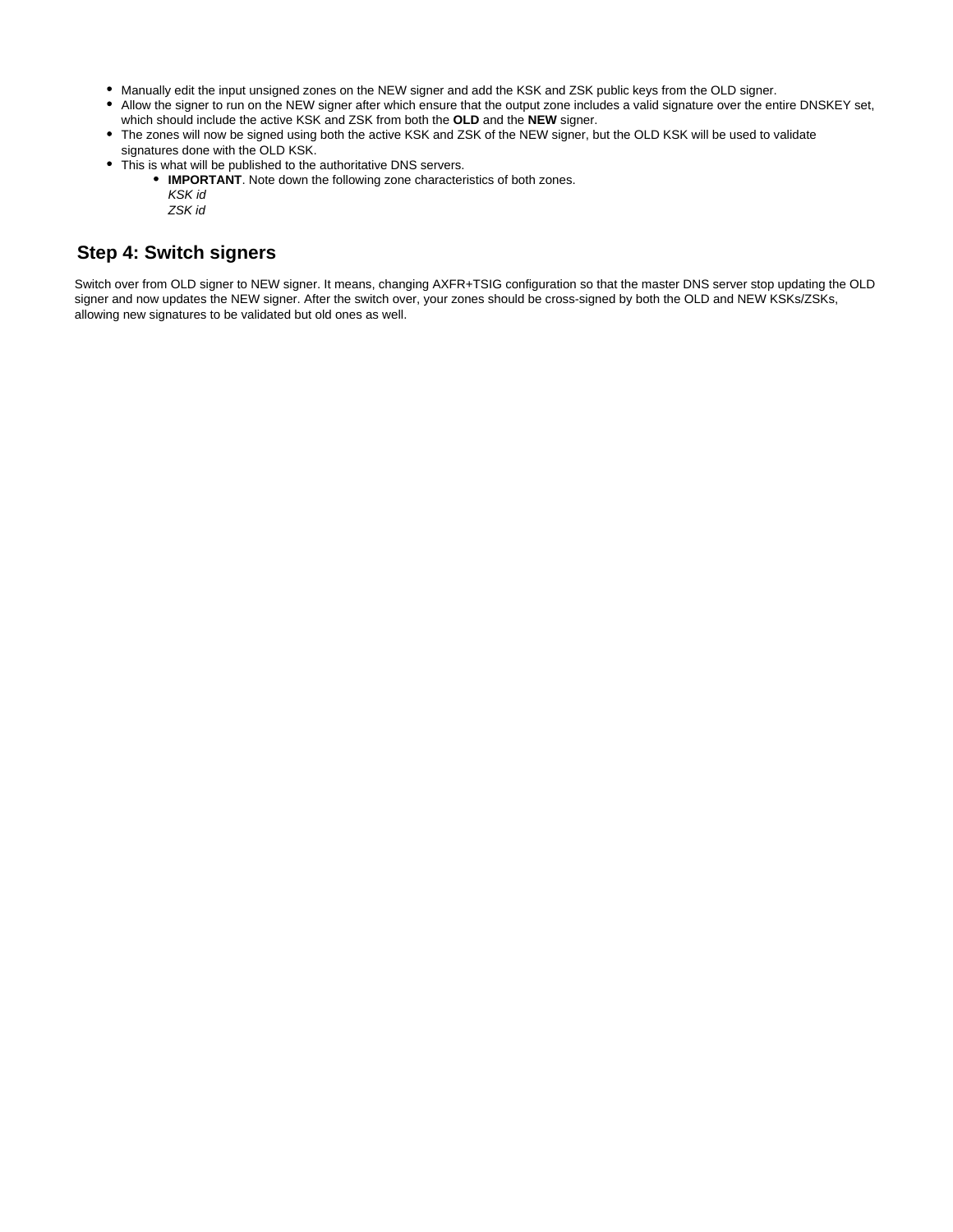- Manually edit the input unsigned zones on the NEW signer and add the KSK and ZSK public keys from the OLD signer.
- Allow the signer to run on the NEW signer after which ensure that the output zone includes a valid signature over the entire DNSKEY set, which should include the active KSK and ZSK from both the **OLD** and the **NEW** signer.
- The zones will now be signed using both the active KSK and ZSK of the NEW signer, but the OLD KSK will be used to validate signatures done with the OLD KSK.
- This is what will be published to the authoritative DNS servers.
    - **IMPORTANT**. Note down the following zone characteristics of both zones.
      *KSK id*
      *ZSK id*

## Step 4: Switch signers

Switch over from OLD signer to NEW signer. It means, changing AXFR+TSIG configuration so that the master DNS server stop updating the OLD signer and now updates the NEW signer. After the switch over, your zones should be cross-signed by both the OLD and NEW KSKs/ZSKs, allowing new signatures to be validated but old ones as well.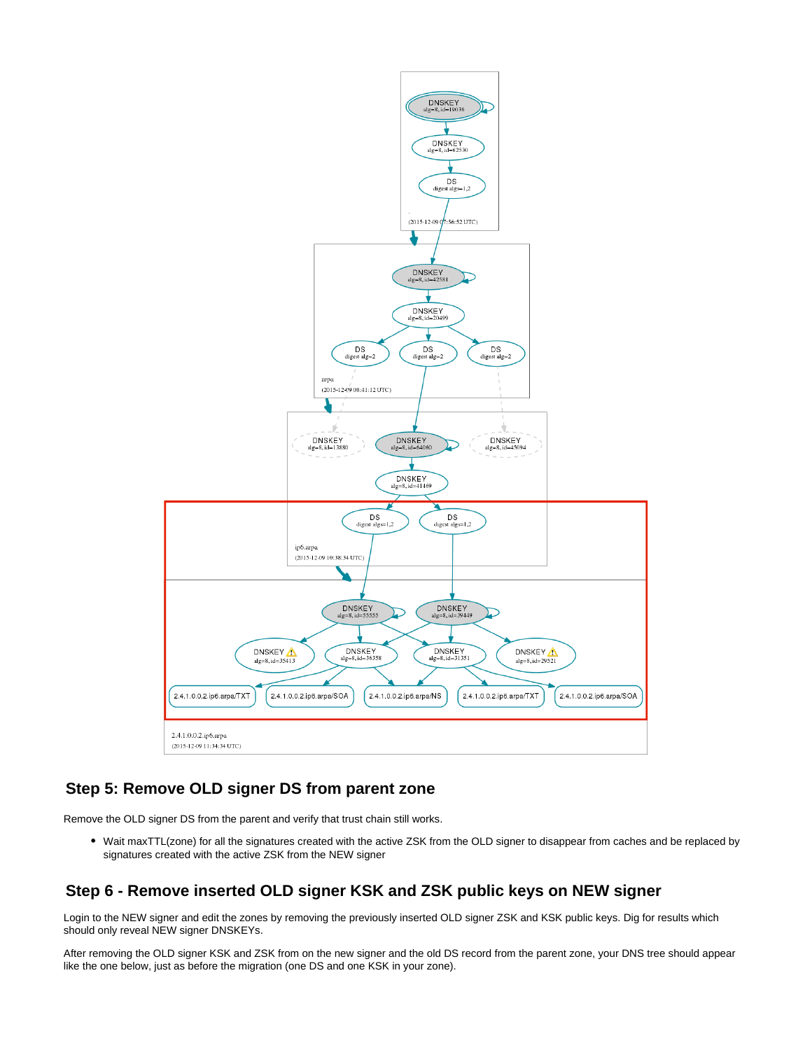## Step 5: Remove OLD signer DS from parent zone

Remove the OLD signer DS from the parent and verify that trust chain still works.

- Wait maxTTL(zone) for all the signatures created with the active ZSK from the OLD signer to disappear from caches and be replaced by signatures created with the active ZSK from the NEW signer

## Step 6 - Remove inserted OLD signer KSK and ZSK public keys on NEW signer

Login to the NEW signer and edit the zones by removing the previously inserted OLD signer ZSK and KSK public keys. Dig for results which should only reveal NEW signer DNSKEYs.

After removing the OLD signer KSK and ZSK from on the new signer and the old DS record from the parent zone, your DNS tree should appear like the one below, just as before the migration (one DS and one KSK in your zone).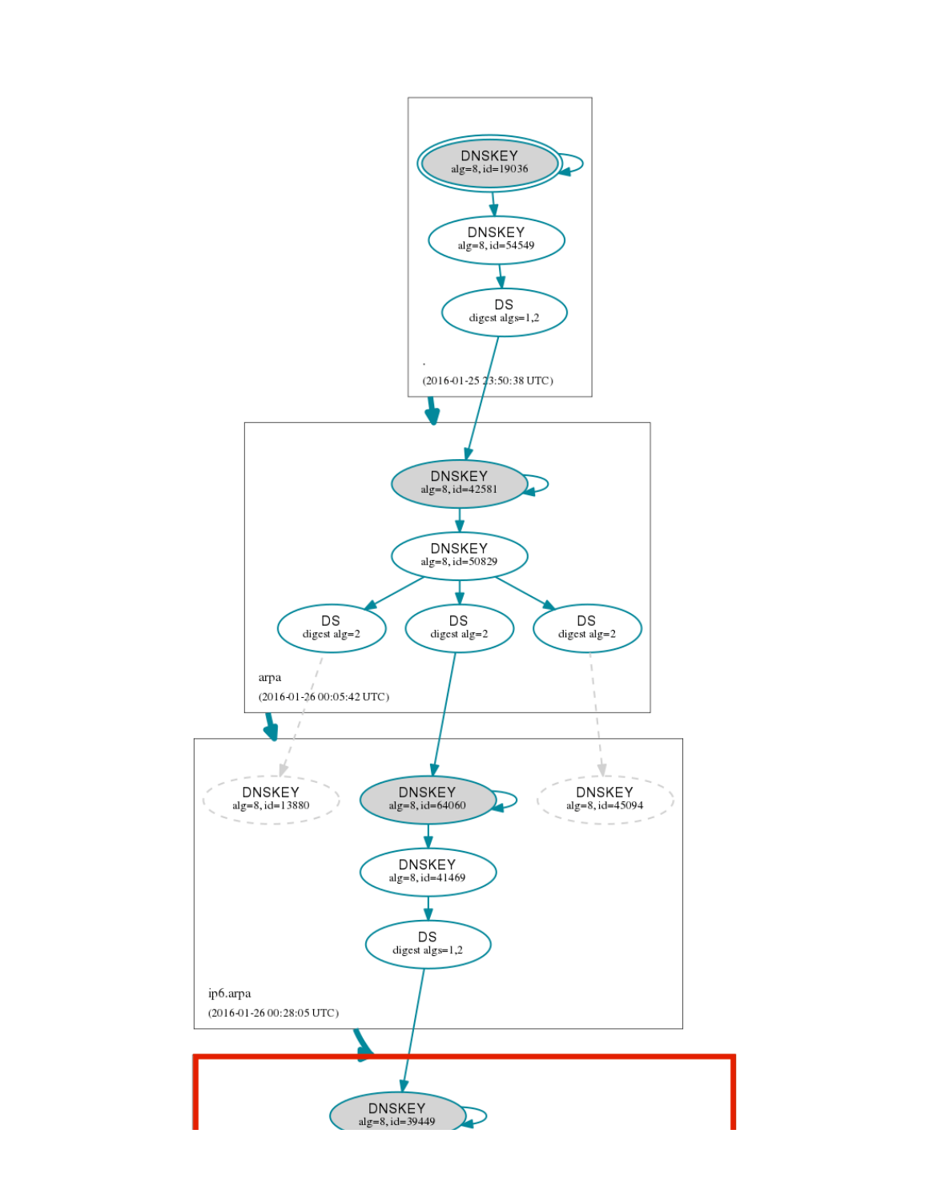DNSKEY
alg=8, id=19036

DNSKEY
alg=8, id=54549

DS
digest algs=1,2

.

(2016-01-25 23:50:38 UTC)

DNSKEY
alg=8, id=42581

DNSKEY
alg=8, id=50829

DS
digest alg=2

DS
digest alg=2

DS
digest alg=2

arpa

(2016-01-26 00:05:42 UTC)

DNSKEY
alg=8, id=13880

DNSKEY
alg=8, id=64060

DNSKEY
alg=8, id=45094

DNSKEY
alg=8, id=41469

DS
digest algs=1,2

ip6.arpa

(2016-01-26 00:28:05 UTC)

DNSKEY
alg=8, id=39449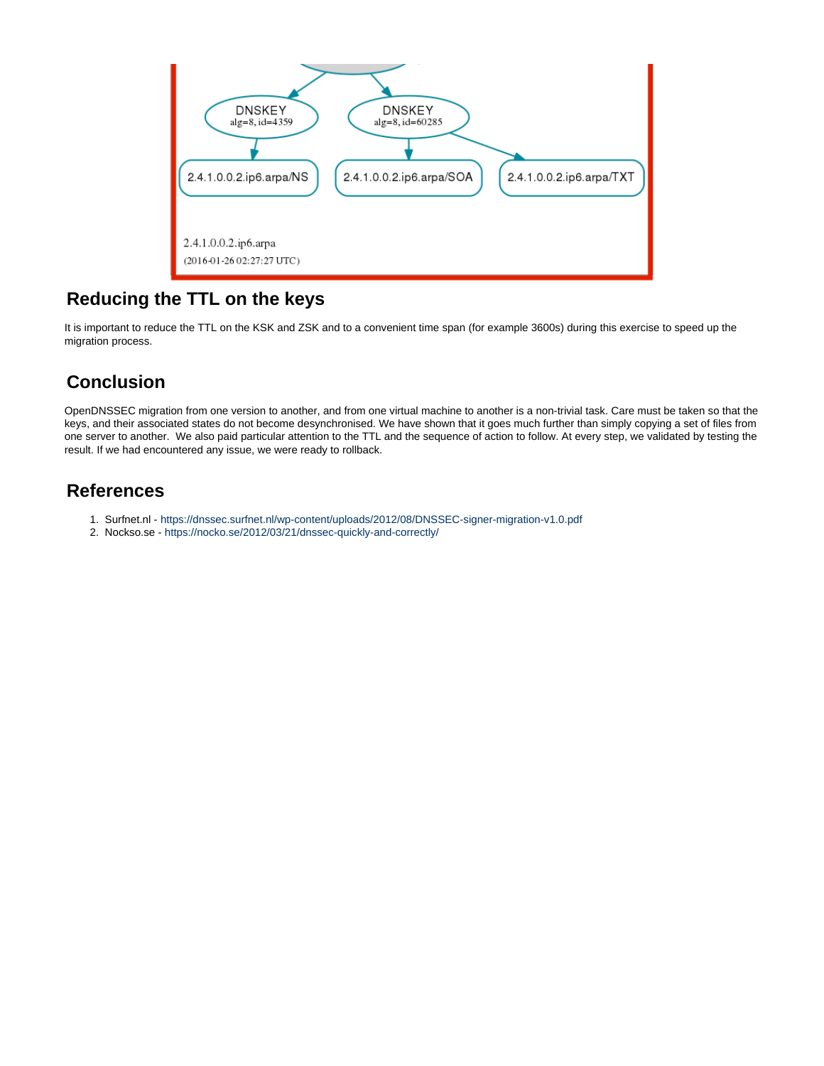DNSKEY
alg=8, id=4359

DNSKEY
alg=8, id=60285

2.4.1.0.0.2.ip6.arpa/NS

2.4.1.0.0.2.ip6.arpa/SOA

2.4.1.0.0.2.ip6.arpa/TXT

2.4.1.0.0.2.ip6.arpa

(2016-01-26 02:27:27 UTC)

## Reducing the TTL on the keys

It is important to reduce the TTL on the KSK and ZSK and to a convenient time span (for example 3600s) during this exercise to speed up the migration process.

## Conclusion

OpenDNSSEC migration from one version to another, and from one virtual machine to another is a non-trivial task. Care must be taken so that the keys, and their associated states do not become desynchronised. We have shown that it goes much further than simply copying a set of files from one server to another. We also paid particular attention to the TTL and the sequence of action to follow. At every step, we validated by testing the result. If we had encountered any issue, we were ready to rollback.

## References

1. Surfnet.nl - https://dnssec.surfnet.nl/wp-content/uploads/2012/08/DNSSEC-signer-migration-v1.0.pdf
2. Nockso.se - https://nocko.se/2012/03/21/dnssec-quickly-and-correctly/